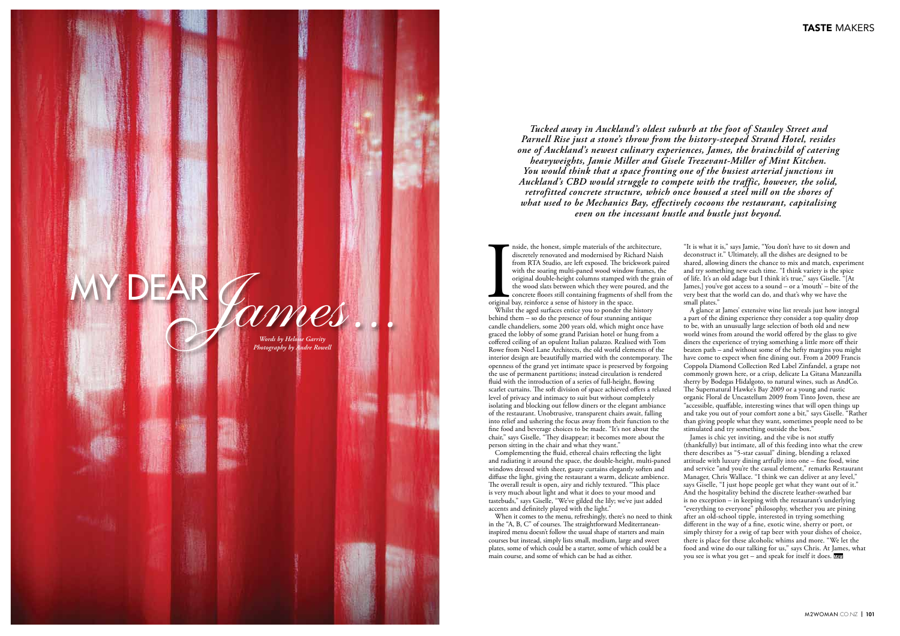# MY DEAR *James...*

*Words by Heloise Garrity*
*Photography by Andre Rowell*

***Tucked away in Auckland's oldest suburb at the foot of Stanley Street and Parnell Rise just a stone's throw from the history-steeped Strand Hotel, resides one of Auckland's newest culinary experiences, James, the brainchild of catering heavyweights, Jamie Miller and Gisele Trezevant-Miller of Mint Kitchen. You would think that a space fronting one of the busiest arterial junctions in Auckland's CBD would struggle to compete with the traffic, however, the solid, retrofitted concrete structure, which once housed a steel mill on the shores of what used to be Mechanics Bay, effectively cocoons the restaurant, capitalising even on the incessant hustle and bustle just beyond.***

Inside, the honest, simple materials of the architecture, discretely renovated and modernised by Richard Naish from RTA Studio, are left exposed. The brickwork paired with the soaring multi-paned wood window frames, the original double-height columns stamped with the grain of the wood slats between which they were poured, and the concrete floors still containing fragments of shell from the original bay, reinforce a sense of history in the space.

Whilst the aged surfaces entice you to ponder the history behind them – so do the presence of four stunning antique candle chandeliers, some 200 years old, which might once have graced the lobby of some grand Parisian hotel or hung from a coffered ceiling of an opulent Italian palazzo. Realised with Tom Rowe from Noel Lane Architects, the old world elements of the interior design are beautifully married with the contemporary. The openness of the grand yet intimate space is preserved by forgoing the use of permanent partitions; instead circulation is rendered fluid with the introduction of a series of full-height, flowing scarlet curtains. The soft division of space achieved offers a relaxed level of privacy and intimacy to suit but without completely isolating and blocking out fellow diners or the elegant ambiance of the restaurant. Unobtrusive, transparent chairs await, falling into relief and ushering the focus away from their function to the fine food and beverage choices to be made. "It's not about the chair," says Giselle, "They disappear; it becomes more about the person sitting in the chair and what they want."

Complementing the fluid, ethereal chairs reflecting the light and radiating it around the space, the double-height, multi-paned windows dressed with sheer, gauzy curtains elegantly soften and diffuse the light, giving the restaurant a warm, delicate ambience. The overall result is open, airy and richly textured. "This place is very much about light and what it does to your mood and tastebuds," says Giselle, "We've gilded the lily; we've just added accents and definitely played with the light."

When it comes to the menu, refreshingly, there's no need to think in the "A, B, C" of courses. The straightforward Mediterranean-inspired menu doesn't follow the usual shape of starters and main courses but instead, simply lists small, medium, large and sweet plates, some of which could be a starter, some of which could be a main course, and some of which can be had as either.

"It is what it is," says Jamie, "You don't have to sit down and deconstruct it." Ultimately, all the dishes are designed to be shared, allowing diners the chance to mix and match, experiment and try something new each time. "I think variety is the spice of life. It's an old adage but I think it's true," says Giselle. "[At James,] you've got access to a sound – or a 'mouth' – bite of the very best that the world can do, and that's why we have the small plates."

A glance at James' extensive wine list reveals just how integral a part of the dining experience they consider a top quality drop to be, with an unusually large selection of both old and new world wines from around the world offered by the glass to give diners the experience of trying something a little more off their beaten path – and without some of the hefty margins you might have come to expect when fine dining out. From a 2009 Francis Coppola Diamond Collection Red Label Zinfandel, a grape not commonly grown here, or a crisp, delicate La Gitana Manzanilla sherry by Bodegas Hidalgoto, to natural wines, such as AndCo. The Supernatural Hawke's Bay 2009 or a young and rustic organic Floral de Uncastellum 2009 from Tinto Joven, these are "accessible, quaffable, interesting wines that will open things up and take you out of your comfort zone a bit," says Giselle. "Rather than giving people what they want, sometimes people need to be stimulated and try something outside the box."

James is chic yet inviting, and the vibe is not stuffy (thankfully) but intimate, all of this feeding into what the crew there describes as "5-star casual" dining, blending a relaxed attitude with luxury dining artfully into one – fine food, wine and service "and you're the casual element," remarks Restaurant Manager, Chris Wallace. "I think we can deliver at any level," says Giselle, "I just hope people get what they want out of it." And the hospitality behind the discrete leather-swathed bar is no exception – in keeping with the restaurant's underlying "everything to everyone" philosophy, whether you are pining after an old-school tipple, interested in trying something different in the way of a fine, exotic wine, sherry or port, or simply thirsty for a swig of tap beer with your dishes of choice, there is place for these alcoholic whims and more. "We let the food and wine do our talking for us," says Chris. At James, what you see is what you get – and speak for itself it does.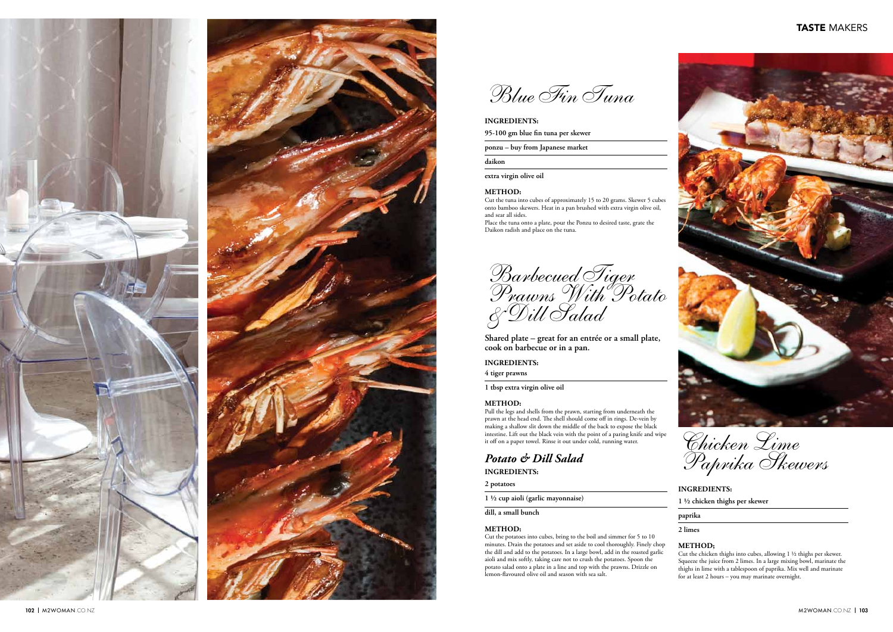# Blue Fin Tuna

**INGREDIENTS:**

**95-100 gm blue fin tuna per skewer**

**ponzu – buy from Japanese market**

**daikon**

**extra virgin olive oil**

**METHOD:**

Cut the tuna into cubes of approximately 15 to 20 grams. Skewer 5 cubes onto bamboo skewers. Heat in a pan brushed with extra virgin olive oil, and sear all sides.

Place the tuna onto a plate, pour the Ponzu to desired taste, grate the Daikon radish and place on the tuna.

# Barbecued Tiger Prawns With Potato & Dill Salad

**Shared plate – great for an entrée or a small plate, cook on barbecue or in a pan.**

**INGREDIENTS:**

**4 tiger prawns**

**1 tbsp extra virgin olive oil**

**METHOD:**

Pull the legs and shells from the prawn, starting from underneath the prawn at the head end. The shell should come off in rings. De-vein by making a shallow slit down the middle of the back to expose the black intestine. Lift out the black vein with the point of a paring knife and wipe it off on a paper towel. Rinse it out under cold, running water.

## *Potato & Dill Salad*

**INGREDIENTS:**

**2 potatoes**

**1 ½ cup aioli (garlic mayonnaise)**

**dill, a small bunch**

**METHOD:**

Cut the potatoes into cubes, bring to the boil and simmer for 5 to 10 minutes. Drain the potatoes and set aside to cool thoroughly. Finely chop the dill and add to the potatoes. In a large bowl, add in the roasted garlic aioli and mix softly, taking care not to crush the potatoes. Spoon the potato salad onto a plate in a line and top with the prawns. Drizzle on lemon-flavoured olive oil and season with sea salt.

# Chicken Lime Paprika Skewers

**INGREDIENTS:**

**1 ½ chicken thighs per skewer**

**paprika**

**2 limes**

**METHOD;**

Cut the chicken thighs into cubes, allowing 1 ½ thighs per skewer. Squeeze the juice from 2 limes. In a large mixing bowl, marinate the thighs in lime with a tablespoon of paprika. Mix well and marinate for at least 2 hours – you may marinate overnight.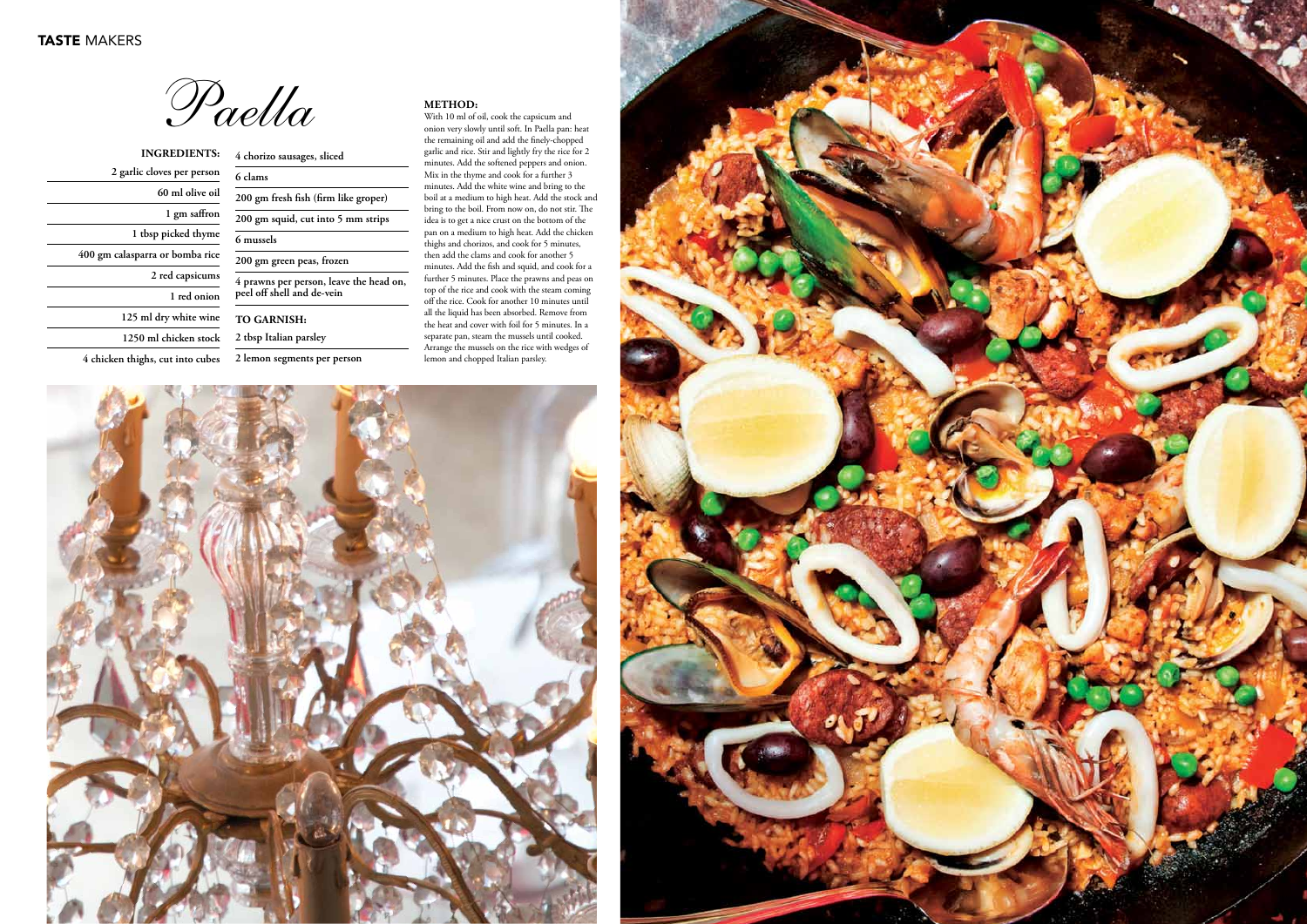# Paella

**INGREDIENTS:**

- 2 garlic cloves per person
- 60 ml olive oil
- 1 gm saffron
- 1 tbsp picked thyme
- 400 gm calasparra or bomba rice
- 2 red capsicums
- 1 red onion
- 125 ml dry white wine
- 1250 ml chicken stock
- 4 chicken thighs, cut into cubes
- 4 chorizo sausages, sliced
- 6 clams
- 200 gm fresh fish (firm like groper)
- 200 gm squid, cut into 5 mm strips
- 6 mussels
- 200 gm green peas, frozen
- 4 prawns per person, leave the head on, peel off shell and de-vein

**TO GARNISH:**

- 2 tbsp Italian parsley
- 2 lemon segments per person

**METHOD:**

With 10 ml of oil, cook the capsicum and onion very slowly until soft. In Paella pan: heat the remaining oil and add the finely-chopped garlic and rice. Stir and lightly fry the rice for 2 minutes. Add the softened peppers and onion. Mix in the thyme and cook for a further 3 minutes. Add the white wine and bring to the boil at a medium to high heat. Add the stock and bring to the boil. From now on, do not stir. The idea is to get a nice crust on the bottom of the pan on a medium to high heat. Add the chicken thighs and chorizos, and cook for 5 minutes, then add the clams and cook for another 5 minutes. Add the fish and squid, and cook for a further 5 minutes. Place the prawns and peas on top of the rice and cook with the steam coming off the rice. Cook for another 10 minutes until all the liquid has been absorbed. Remove from the heat and cover with foil for 5 minutes. In a separate pan, steam the mussels until cooked. Arrange the mussels on the rice with wedges of lemon and chopped Italian parsley.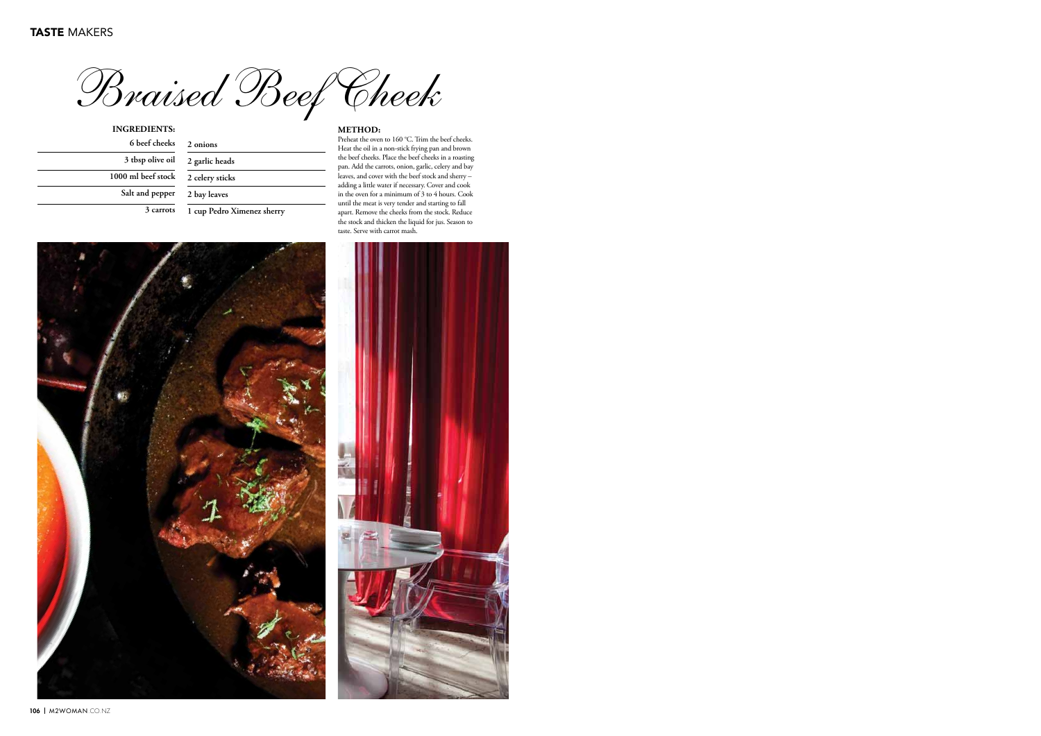# Braised Beef Cheek

**INGREDIENTS:**

| | |
|---|---|
| 6 beef cheeks | 2 onions |
| 3 tbsp olive oil | 2 garlic heads |
| 1000 ml beef stock | 2 celery sticks |
| Salt and pepper | 2 bay leaves |
| 3 carrots | 1 cup Pedro Ximenez sherry |

**METHOD:**

Preheat the oven to 160 °C. Trim the beef cheeks. Heat the oil in a non-stick frying pan and brown the beef cheeks. Place the beef cheeks in a roasting pan. Add the carrots, onion, garlic, celery and bay leaves, and cover with the beef stock and sherry – adding a little water if necessary. Cover and cook in the oven for a minimum of 3 to 4 hours. Cook until the meat is very tender and starting to fall apart. Remove the cheeks from the stock. Reduce the stock and thicken the liquid for jus. Season to taste. Serve with carrot mash.